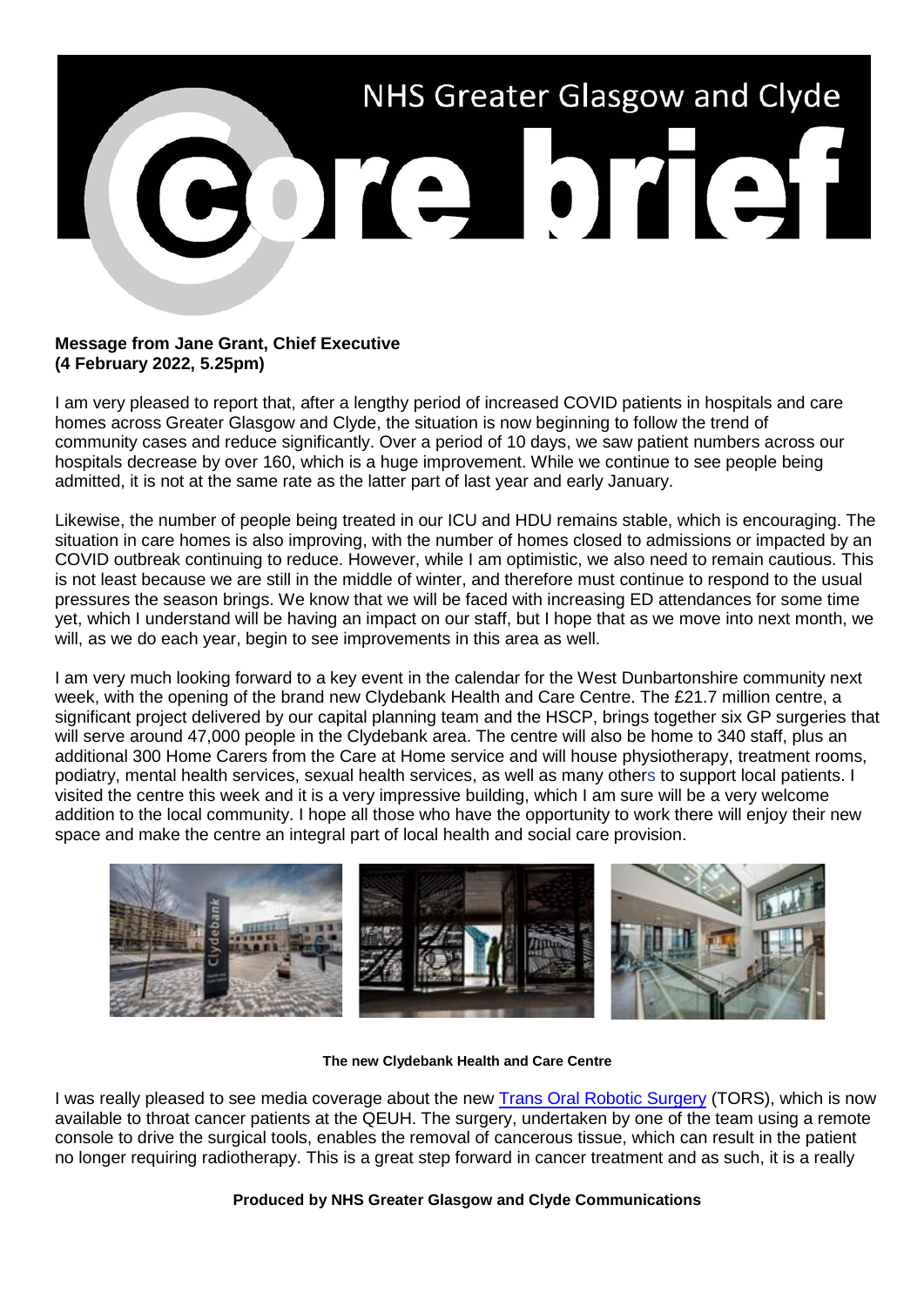# NHS Greater Glasgow and Clyde Core brief

**Message from Jane Grant, Chief Executive**
**(4 February 2022, 5.25pm)**

I am very pleased to report that, after a lengthy period of increased COVID patients in hospitals and care homes across Greater Glasgow and Clyde, the situation is now beginning to follow the trend of community cases and reduce significantly. Over a period of 10 days, we saw patient numbers across our hospitals decrease by over 160, which is a huge improvement. While we continue to see people being admitted, it is not at the same rate as the latter part of last year and early January.

Likewise, the number of people being treated in our ICU and HDU remains stable, which is encouraging. The situation in care homes is also improving, with the number of homes closed to admissions or impacted by an COVID outbreak continuing to reduce. However, while I am optimistic, we also need to remain cautious. This is not least because we are still in the middle of winter, and therefore must continue to respond to the usual pressures the season brings. We know that we will be faced with increasing ED attendances for some time yet, which I understand will be having an impact on our staff, but I hope that as we move into next month, we will, as we do each year, begin to see improvements in this area as well.

I am very much looking forward to a key event in the calendar for the West Dunbartonshire community next week, with the opening of the brand new Clydebank Health and Care Centre. The £21.7 million centre, a significant project delivered by our capital planning team and the HSCP, brings together six GP surgeries that will serve around 47,000 people in the Clydebank area. The centre will also be home to 340 staff, plus an additional 300 Home Carers from the Care at Home service and will house physiotherapy, treatment rooms, podiatry, mental health services, sexual health services, as well as many others to support local patients. I visited the centre this week and it is a very impressive building, which I am sure will be a very welcome addition to the local community. I hope all those who have the opportunity to work there will enjoy their new space and make the centre an integral part of local health and social care provision.

**The new Clydebank Health and Care Centre**

I was really pleased to see media coverage about the new [Trans Oral Robotic Surgery] (TORS), which is now available to throat cancer patients at the QEUH. The surgery, undertaken by one of the team using a remote console to drive the surgical tools, enables the removal of cancerous tissue, which can result in the patient no longer requiring radiotherapy. This is a great step forward in cancer treatment and as such, it is a really

**Produced by NHS Greater Glasgow and Clyde Communications**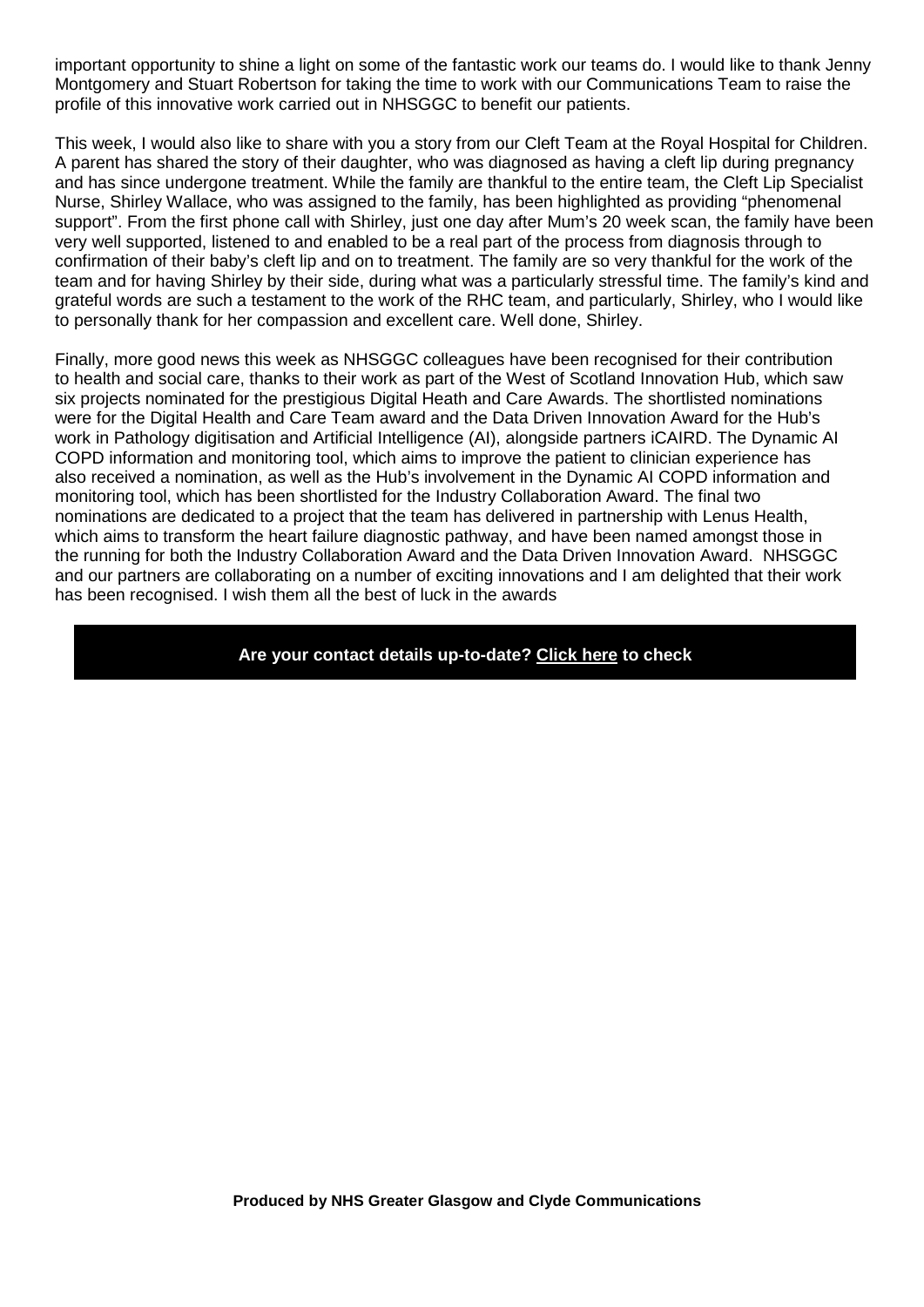important opportunity to shine a light on some of the fantastic work our teams do. I would like to thank Jenny Montgomery and Stuart Robertson for taking the time to work with our Communications Team to raise the profile of this innovative work carried out in NHSGGC to benefit our patients.

This week, I would also like to share with you a story from our Cleft Team at the Royal Hospital for Children. A parent has shared the story of their daughter, who was diagnosed as having a cleft lip during pregnancy and has since undergone treatment. While the family are thankful to the entire team, the Cleft Lip Specialist Nurse, Shirley Wallace, who was assigned to the family, has been highlighted as providing "phenomenal support". From the first phone call with Shirley, just one day after Mum's 20 week scan, the family have been very well supported, listened to and enabled to be a real part of the process from diagnosis through to confirmation of their baby's cleft lip and on to treatment. The family are so very thankful for the work of the team and for having Shirley by their side, during what was a particularly stressful time. The family's kind and grateful words are such a testament to the work of the RHC team, and particularly, Shirley, who I would like to personally thank for her compassion and excellent care. Well done, Shirley.

Finally, more good news this week as NHSGGC colleagues have been recognised for their contribution to health and social care, thanks to their work as part of the West of Scotland Innovation Hub, which saw six projects nominated for the prestigious Digital Heath and Care Awards. The shortlisted nominations were for the Digital Health and Care Team award and the Data Driven Innovation Award for the Hub's work in Pathology digitisation and Artificial Intelligence (AI), alongside partners iCAIRD. The Dynamic AI COPD information and monitoring tool, which aims to improve the patient to clinician experience has also received a nomination, as well as the Hub's involvement in the Dynamic AI COPD information and monitoring tool, which has been shortlisted for the Industry Collaboration Award. The final two nominations are dedicated to a project that the team has delivered in partnership with Lenus Health, which aims to transform the heart failure diagnostic pathway, and have been named amongst those in the running for both the Industry Collaboration Award and the Data Driven Innovation Award. NHSGGC and our partners are collaborating on a number of exciting innovations and I am delighted that their work has been recognised. I wish them all the best of luck in the awards

**Are your contact details up-to-date? Click here to check**

**Produced by NHS Greater Glasgow and Clyde Communications**